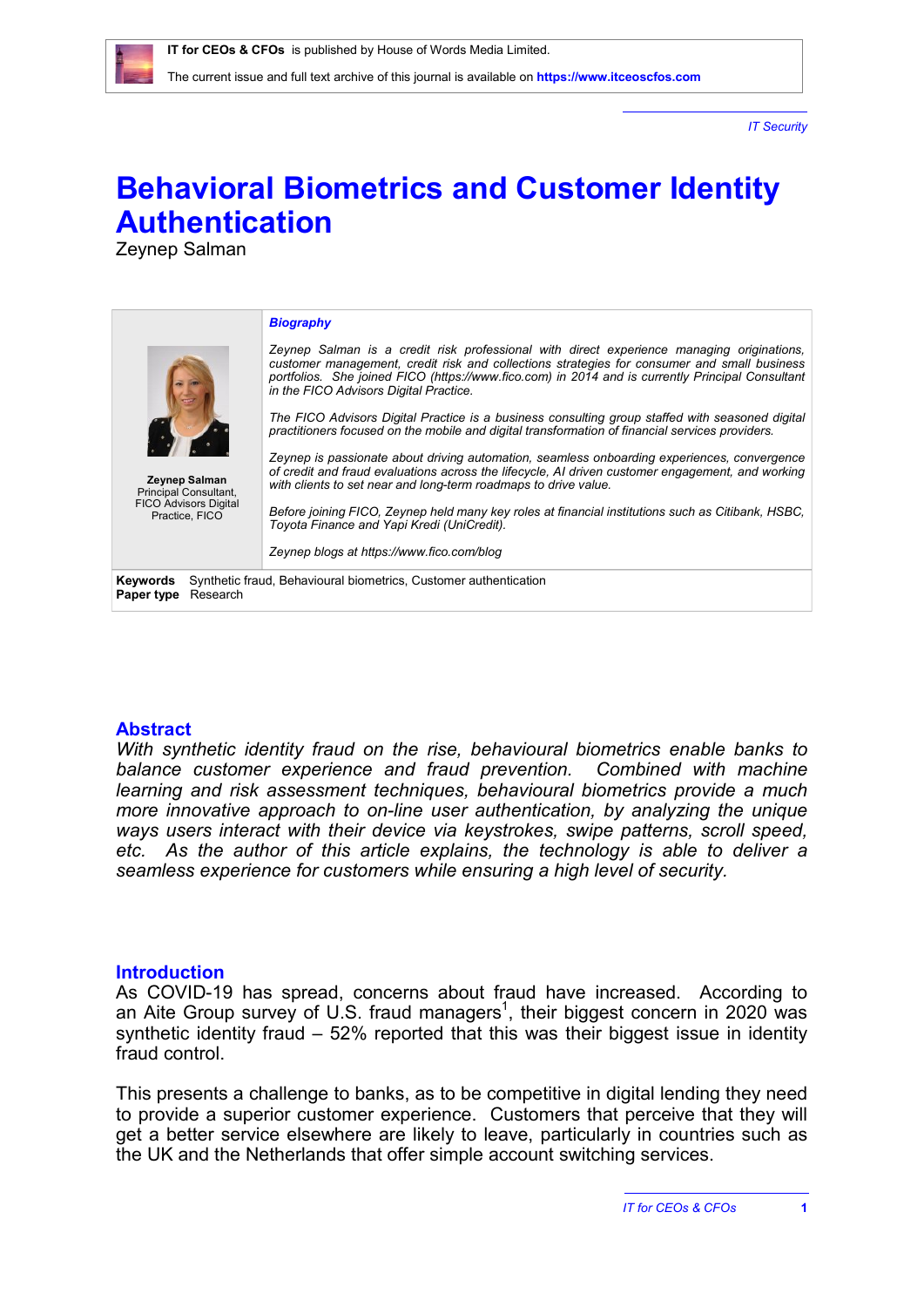IT for CEOs & CFOs is published by House of Words Media Limited.

The current issue and full text archive of this journal is available on **https://www.itceoscfos.com**

*IT Security*

# Behavioral Biometrics and Customer Identity Authentication

Zeynep Salman

**Zeynep Salman**
Principal Consultant,
FICO Advisors Digital
Practice, FICO

***Biography***

*Zeynep Salman is a credit risk professional with direct experience managing originations, customer management, credit risk and collections strategies for consumer and small business portfolios. She joined FICO (https://www.fico.com) in 2014 and is currently Principal Consultant in the FICO Advisors Digital Practice.*

*The FICO Advisors Digital Practice is a business consulting group staffed with seasoned digital practitioners focused on the mobile and digital transformation of financial services providers.*

*Zeynep is passionate about driving automation, seamless onboarding experiences, convergence of credit and fraud evaluations across the lifecycle, AI driven customer engagement, and working with clients to set near and long-term roadmaps to drive value.*

*Before joining FICO, Zeynep held many key roles at financial institutions such as Citibank, HSBC, Toyota Finance and Yapi Kredi (UniCredit).*

*Zeynep blogs at https://www.fico.com/blog*

**Keywords** Synthetic fraud, Behavioural biometrics, Customer authentication
**Paper type** Research

## Abstract

*With synthetic identity fraud on the rise, behavioural biometrics enable banks to balance customer experience and fraud prevention. Combined with machine learning and risk assessment techniques, behavioural biometrics provide a much more innovative approach to on-line user authentication, by analyzing the unique ways users interact with their device via keystrokes, swipe patterns, scroll speed, etc. As the author of this article explains, the technology is able to deliver a seamless experience for customers while ensuring a high level of security.*

## Introduction

As COVID-19 has spread, concerns about fraud have increased. According to an Aite Group survey of U.S. fraud managers[1], their biggest concern in 2020 was synthetic identity fraud – 52% reported that this was their biggest issue in identity fraud control.

This presents a challenge to banks, as to be competitive in digital lending they need to provide a superior customer experience. Customers that perceive that they will get a better service elsewhere are likely to leave, particularly in countries such as the UK and the Netherlands that offer simple account switching services.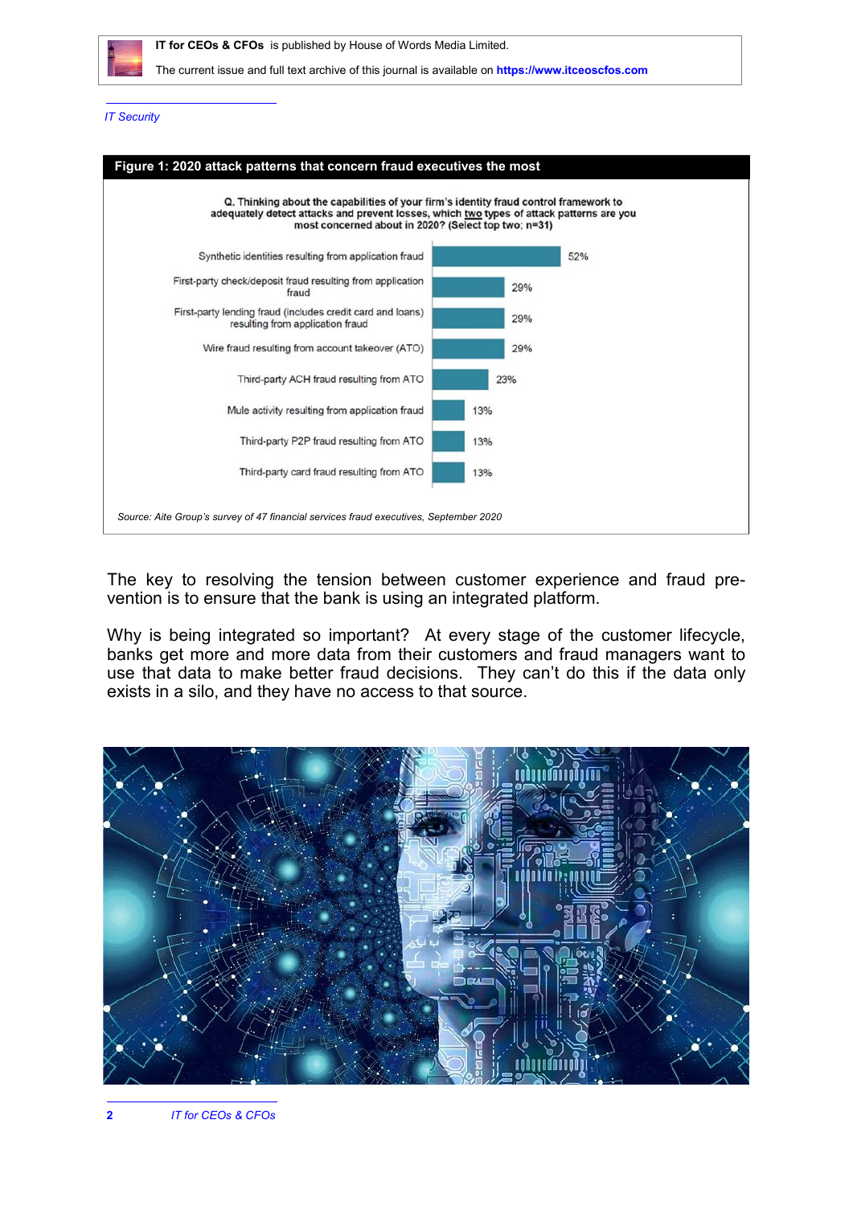*IT Security*

**Figure 1: 2020 attack patterns that concern fraud executives the most**

**Q. Thinking about the capabilities of your firm's identity fraud control framework to adequately detect attacks and prevent losses, which two types of attack patterns are you most concerned about in 2020? (Select top two; n=31)**

| Attack pattern | % |
|---|---|
| Synthetic identities resulting from application fraud | 52% |
| First-party check/deposit fraud resulting from application fraud | 29% |
| First-party lending fraud (includes credit card and loans) resulting from application fraud | 29% |
| Wire fraud resulting from account takeover (ATO) | 29% |
| Third-party ACH fraud resulting from ATO | 23% |
| Mule activity resulting from application fraud | 13% |
| Third-party P2P fraud resulting from ATO | 13% |
| Third-party card fraud resulting from ATO | 13% |

*Source: Aite Group's survey of 47 financial services fraud executives, September 2020*

The key to resolving the tension between customer experience and fraud prevention is to ensure that the bank is using an integrated platform.

Why is being integrated so important? At every stage of the customer lifecycle, banks get more and more data from their customers and fraud managers want to use that data to make better fraud decisions. They can't do this if the data only exists in a silo, and they have no access to that source.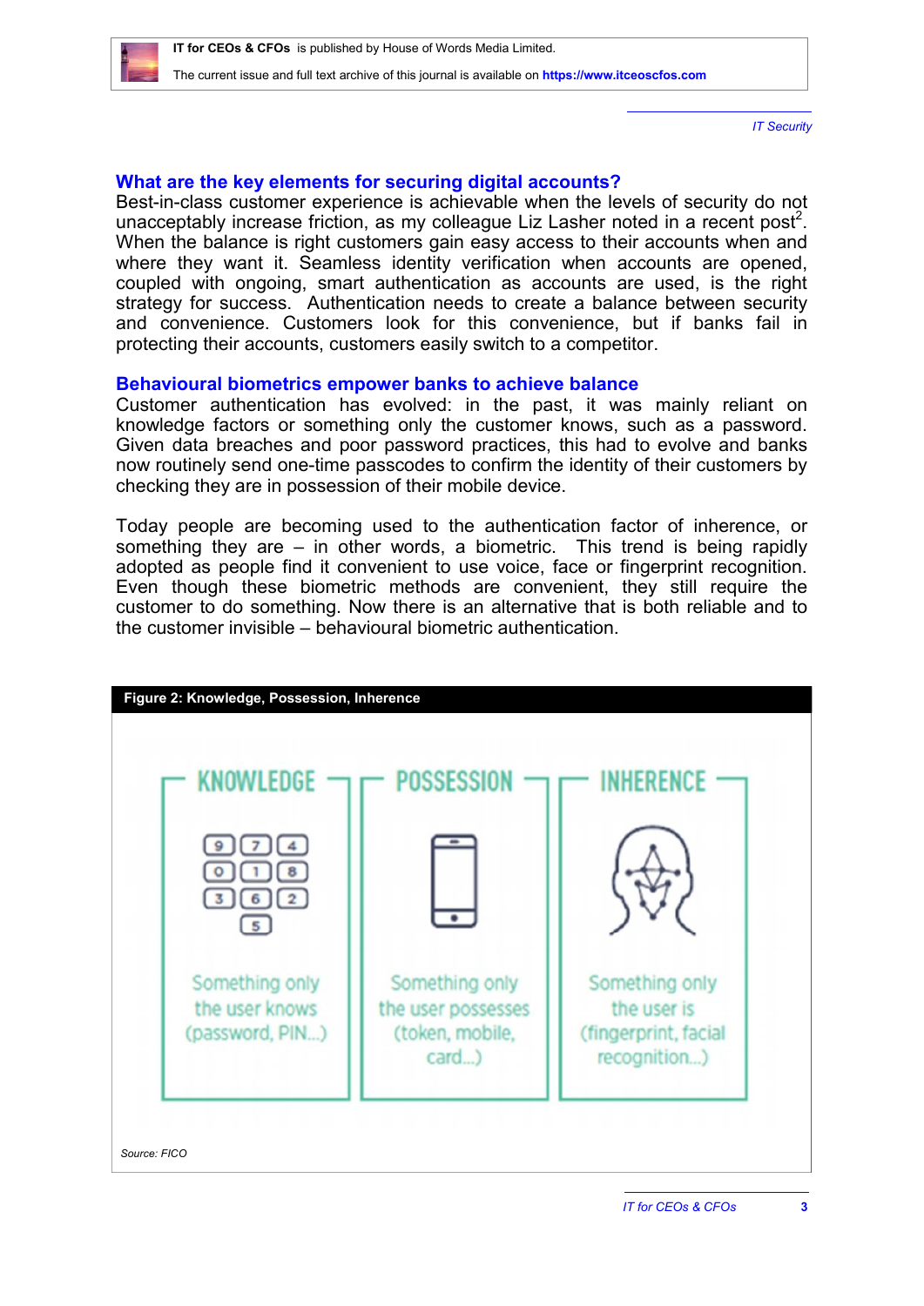## What are the key elements for securing digital accounts?

Best-in-class customer experience is achievable when the levels of security do not unacceptably increase friction, as my colleague Liz Lasher noted in a recent post[2]. When the balance is right customers gain easy access to their accounts when and where they want it. Seamless identity verification when accounts are opened, coupled with ongoing, smart authentication as accounts are used, is the right strategy for success. Authentication needs to create a balance between security and convenience. Customers look for this convenience, but if banks fail in protecting their accounts, customers easily switch to a competitor.

## Behavioural biometrics empower banks to achieve balance

Customer authentication has evolved: in the past, it was mainly reliant on knowledge factors or something only the customer knows, such as a password. Given data breaches and poor password practices, this had to evolve and banks now routinely send one-time passcodes to confirm the identity of their customers by checking they are in possession of their mobile device.

Today people are becoming used to the authentication factor of inherence, or something they are – in other words, a biometric. This trend is being rapidly adopted as people find it convenient to use voice, face or fingerprint recognition. Even though these biometric methods are convenient, they still require the customer to do something. Now there is an alternative that is both reliable and to the customer invisible – behavioural biometric authentication.

**Figure 2: Knowledge, Possession, Inherence**

| KNOWLEDGE | POSSESSION | INHERENCE |
|---|---|---|
| Something only the user knows (password, PIN...) | Something only the user possesses (token, mobile, card...) | Something only the user is (fingerprint, facial recognition...) |

*Source: FICO*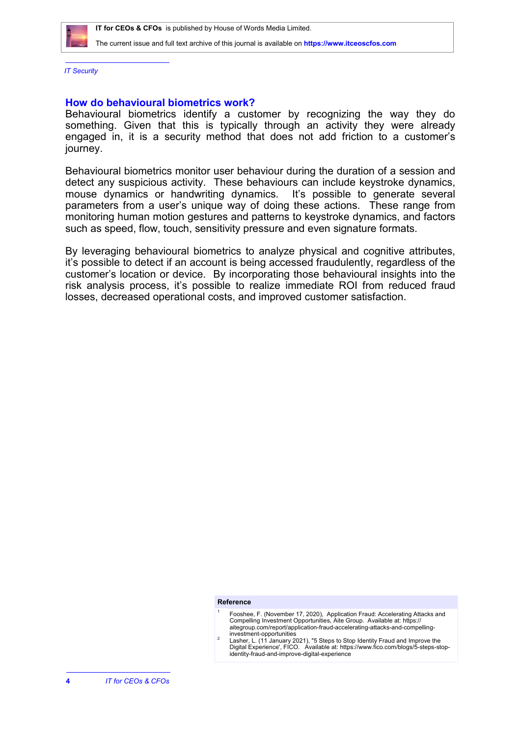## How do behavioural biometrics work?

Behavioural biometrics identify a customer by recognizing the way they do something. Given that this is typically through an activity they were already engaged in, it is a security method that does not add friction to a customer's journey.

Behavioural biometrics monitor user behaviour during the duration of a session and detect any suspicious activity. These behaviours can include keystroke dynamics, mouse dynamics or handwriting dynamics. It's possible to generate several parameters from a user's unique way of doing these actions. These range from monitoring human motion gestures and patterns to keystroke dynamics, and factors such as speed, flow, touch, sensitivity pressure and even signature formats.

By leveraging behavioural biometrics to analyze physical and cognitive attributes, it's possible to detect if an account is being accessed fraudulently, regardless of the customer's location or device. By incorporating those behavioural insights into the risk analysis process, it's possible to realize immediate ROI from reduced fraud losses, decreased operational costs, and improved customer satisfaction.

**Reference**

1. Fooshee, F. (November 17, 2020). Application Fraud: Accelerating Attacks and Compelling Investment Opportunities, Aite Group. Available at: https://aitegroup.com/report/application-fraud-accelerating-attacks-and-compelling-investment-opportunities
2. Lasher, L. (11 January 2021), "5 Steps to Stop Identity Fraud and Improve the Digital Experience', FICO. Available at: https://www.fico.com/blogs/5-steps-stop-identity-fraud-and-improve-digital-experience